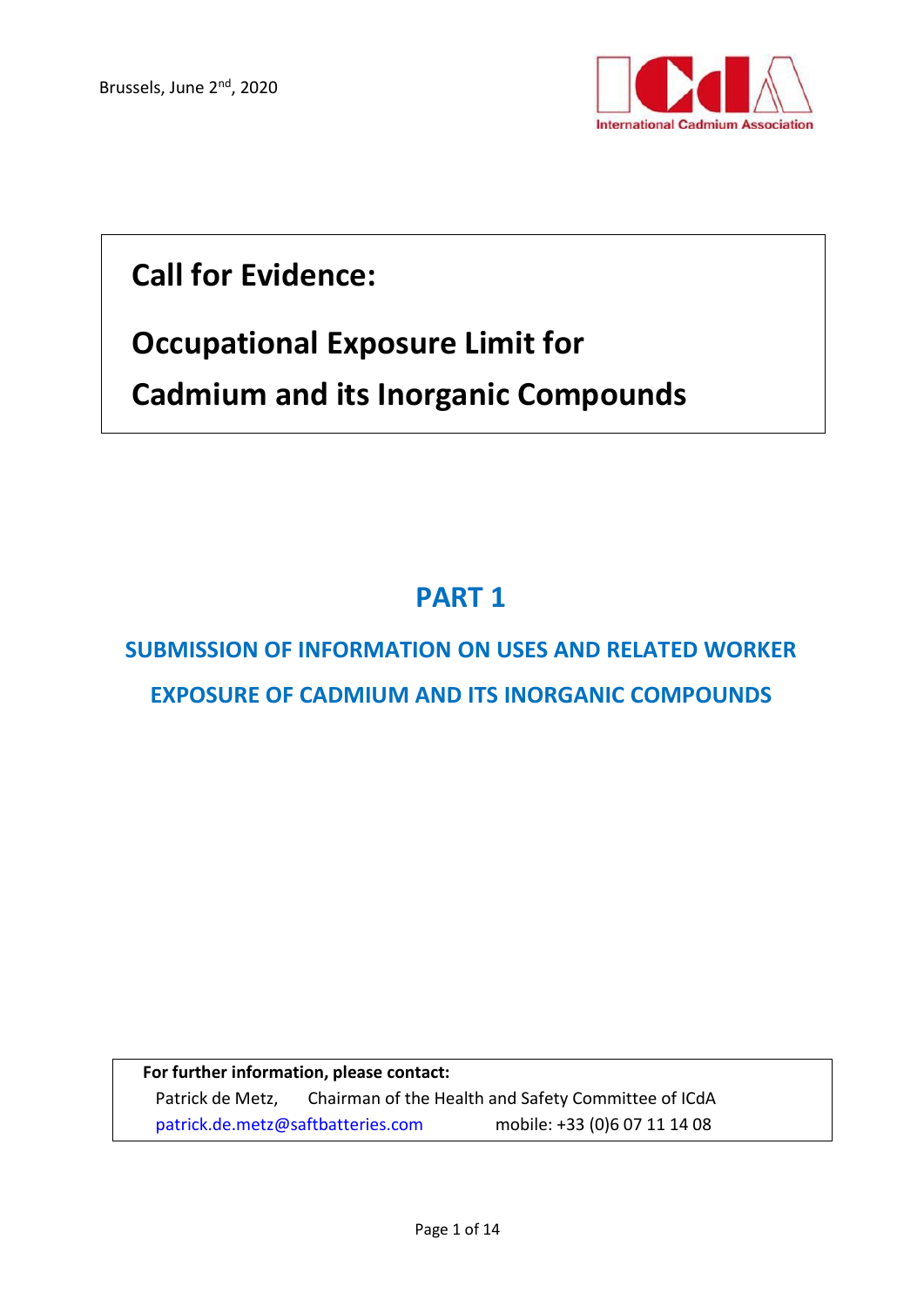Brussels, June 2nd, 2020

International Cadmium Association

# Call for Evidence:

# Occupational Exposure Limit for Cadmium and its Inorganic Compounds

## PART 1

## SUBMISSION OF INFORMATION ON USES AND RELATED WORKER EXPOSURE OF CADMIUM AND ITS INORGANIC COMPOUNDS

**For further information, please contact:**

Patrick de Metz, Chairman of the Health and Safety Committee of ICdA

patrick.de.metz@saftbatteries.com mobile: +33 (0)6 07 11 14 08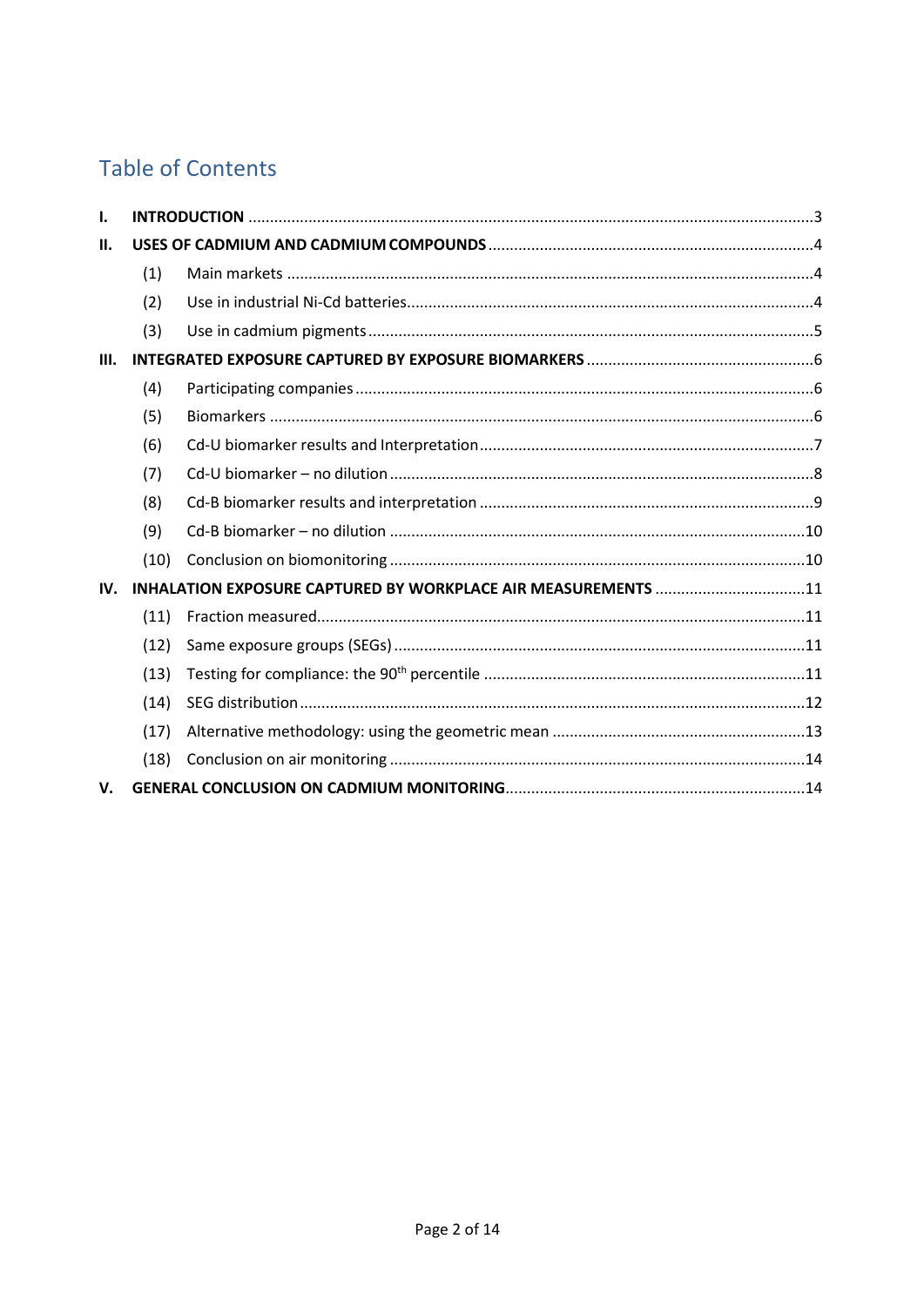## Table of Contents

| | | | |
|---|---|---|---|
| **I.** | **INTRODUCTION** | | 3 |
| **II.** | **USES OF CADMIUM AND CADMIUM COMPOUNDS** | | 4 |
| | (1) | Main markets | 4 |
| | (2) | Use in industrial Ni-Cd batteries | 4 |
| | (3) | Use in cadmium pigments | 5 |
| **III.** | **INTEGRATED EXPOSURE CAPTURED BY EXPOSURE BIOMARKERS** | | 6 |
| | (4) | Participating companies | 6 |
| | (5) | Biomarkers | 6 |
| | (6) | Cd-U biomarker results and Interpretation | 7 |
| | (7) | Cd-U biomarker – no dilution | 8 |
| | (8) | Cd-B biomarker results and interpretation | 9 |
| | (9) | Cd-B biomarker – no dilution | 10 |
| | (10) | Conclusion on biomonitoring | 10 |
| **IV.** | **INHALATION EXPOSURE CAPTURED BY WORKPLACE AIR MEASUREMENTS** | | 11 |
| | (11) | Fraction measured | 11 |
| | (12) | Same exposure groups (SEGs) | 11 |
| | (13) | Testing for compliance: the 90th percentile | 11 |
| | (14) | SEG distribution | 12 |
| | (17) | Alternative methodology: using the geometric mean | 13 |
| | (18) | Conclusion on air monitoring | 14 |
| **V.** | **GENERAL CONCLUSION ON CADMIUM MONITORING** | | 14 |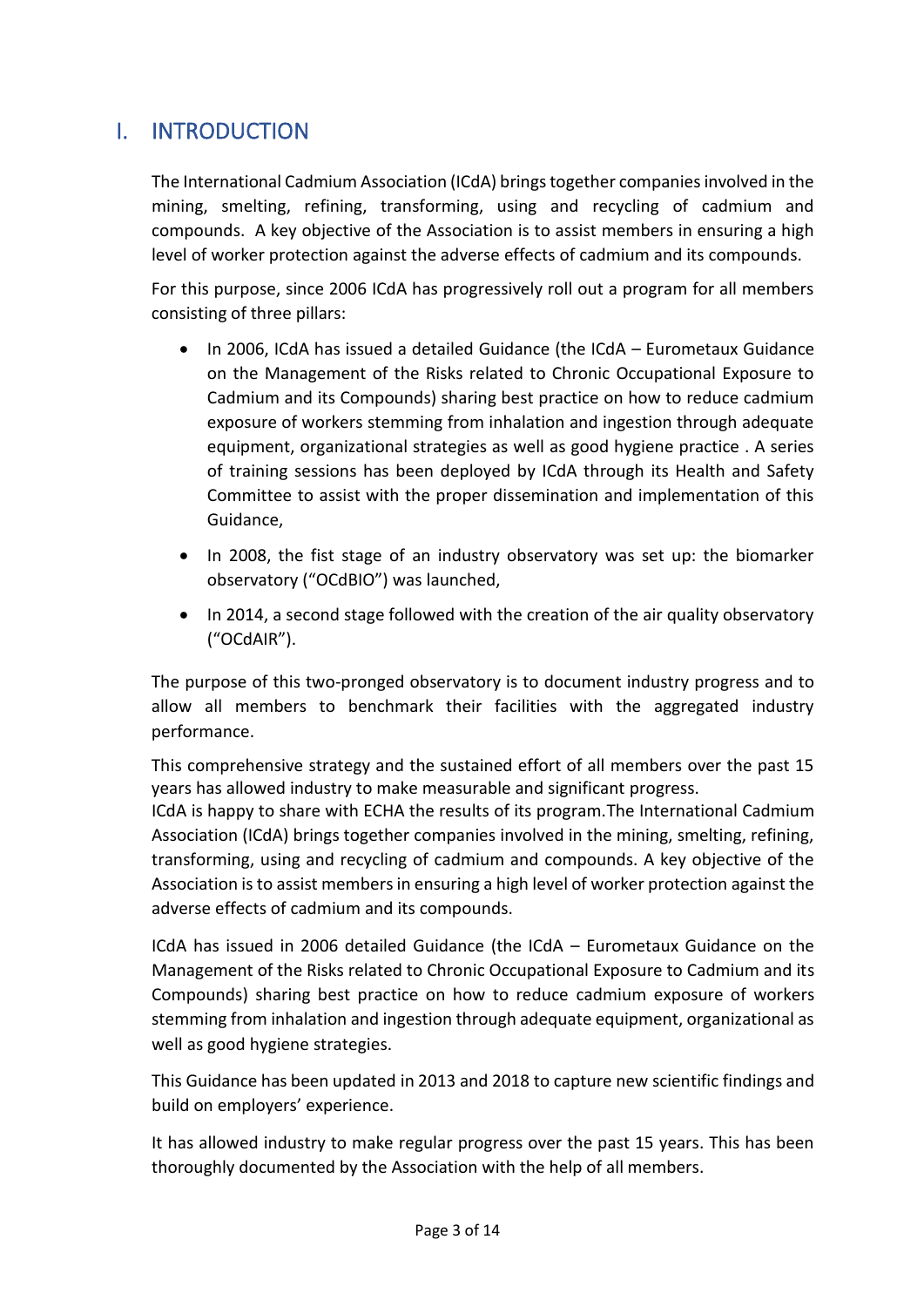# I. INTRODUCTION

The International Cadmium Association (ICdA) brings together companies involved in the mining, smelting, refining, transforming, using and recycling of cadmium and compounds. A key objective of the Association is to assist members in ensuring a high level of worker protection against the adverse effects of cadmium and its compounds.

For this purpose, since 2006 ICdA has progressively roll out a program for all members consisting of three pillars:

- In 2006, ICdA has issued a detailed Guidance (the ICdA – Eurometaux Guidance on the Management of the Risks related to Chronic Occupational Exposure to Cadmium and its Compounds) sharing best practice on how to reduce cadmium exposure of workers stemming from inhalation and ingestion through adequate equipment, organizational strategies as well as good hygiene practice . A series of training sessions has been deployed by ICdA through its Health and Safety Committee to assist with the proper dissemination and implementation of this Guidance,
- In 2008, the fist stage of an industry observatory was set up: the biomarker observatory ("OCdBIO") was launched,
- In 2014, a second stage followed with the creation of the air quality observatory ("OCdAIR").

The purpose of this two-pronged observatory is to document industry progress and to allow all members to benchmark their facilities with the aggregated industry performance.

This comprehensive strategy and the sustained effort of all members over the past 15 years has allowed industry to make measurable and significant progress.
ICdA is happy to share with ECHA the results of its program.The International Cadmium Association (ICdA) brings together companies involved in the mining, smelting, refining, transforming, using and recycling of cadmium and compounds. A key objective of the Association is to assist members in ensuring a high level of worker protection against the adverse effects of cadmium and its compounds.

ICdA has issued in 2006 detailed Guidance (the ICdA – Eurometaux Guidance on the Management of the Risks related to Chronic Occupational Exposure to Cadmium and its Compounds) sharing best practice on how to reduce cadmium exposure of workers stemming from inhalation and ingestion through adequate equipment, organizational as well as good hygiene strategies.

This Guidance has been updated in 2013 and 2018 to capture new scientific findings and build on employers' experience.

It has allowed industry to make regular progress over the past 15 years. This has been thoroughly documented by the Association with the help of all members.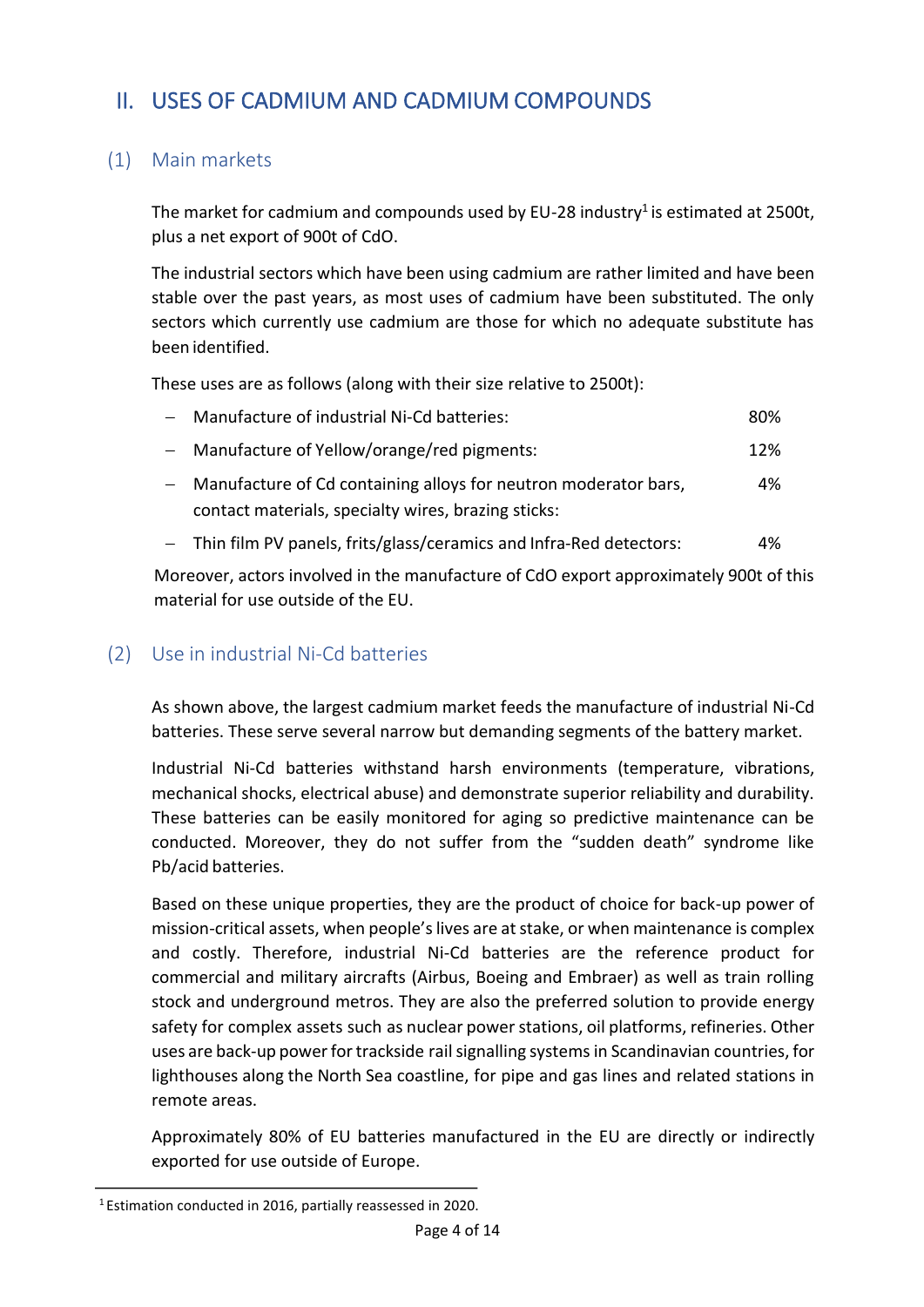## II. USES OF CADMIUM AND CADMIUM COMPOUNDS

### (1) Main markets

The market for cadmium and compounds used by EU-28 industry[1] is estimated at 2500t, plus a net export of 900t of CdO.

The industrial sectors which have been using cadmium are rather limited and have been stable over the past years, as most uses of cadmium have been substituted. The only sectors which currently use cadmium are those for which no adequate substitute has been identified.

These uses are as follows (along with their size relative to 2500t):

- Manufacture of industrial Ni-Cd batteries: 80%
- Manufacture of Yellow/orange/red pigments: 12%
- Manufacture of Cd containing alloys for neutron moderator bars, contact materials, specialty wires, brazing sticks: 4%
- Thin film PV panels, frits/glass/ceramics and Infra-Red detectors: 4%

Moreover, actors involved in the manufacture of CdO export approximately 900t of this material for use outside of the EU.

### (2) Use in industrial Ni-Cd batteries

As shown above, the largest cadmium market feeds the manufacture of industrial Ni-Cd batteries. These serve several narrow but demanding segments of the battery market.

Industrial Ni-Cd batteries withstand harsh environments (temperature, vibrations, mechanical shocks, electrical abuse) and demonstrate superior reliability and durability. These batteries can be easily monitored for aging so predictive maintenance can be conducted. Moreover, they do not suffer from the "sudden death" syndrome like Pb/acid batteries.

Based on these unique properties, they are the product of choice for back-up power of mission-critical assets, when people's lives are at stake, or when maintenance is complex and costly. Therefore, industrial Ni-Cd batteries are the reference product for commercial and military aircrafts (Airbus, Boeing and Embraer) as well as train rolling stock and underground metros. They are also the preferred solution to provide energy safety for complex assets such as nuclear power stations, oil platforms, refineries. Other uses are back-up power for trackside rail signalling systems in Scandinavian countries, for lighthouses along the North Sea coastline, for pipe and gas lines and related stations in remote areas.

Approximately 80% of EU batteries manufactured in the EU are directly or indirectly exported for use outside of Europe.

[1] Estimation conducted in 2016, partially reassessed in 2020.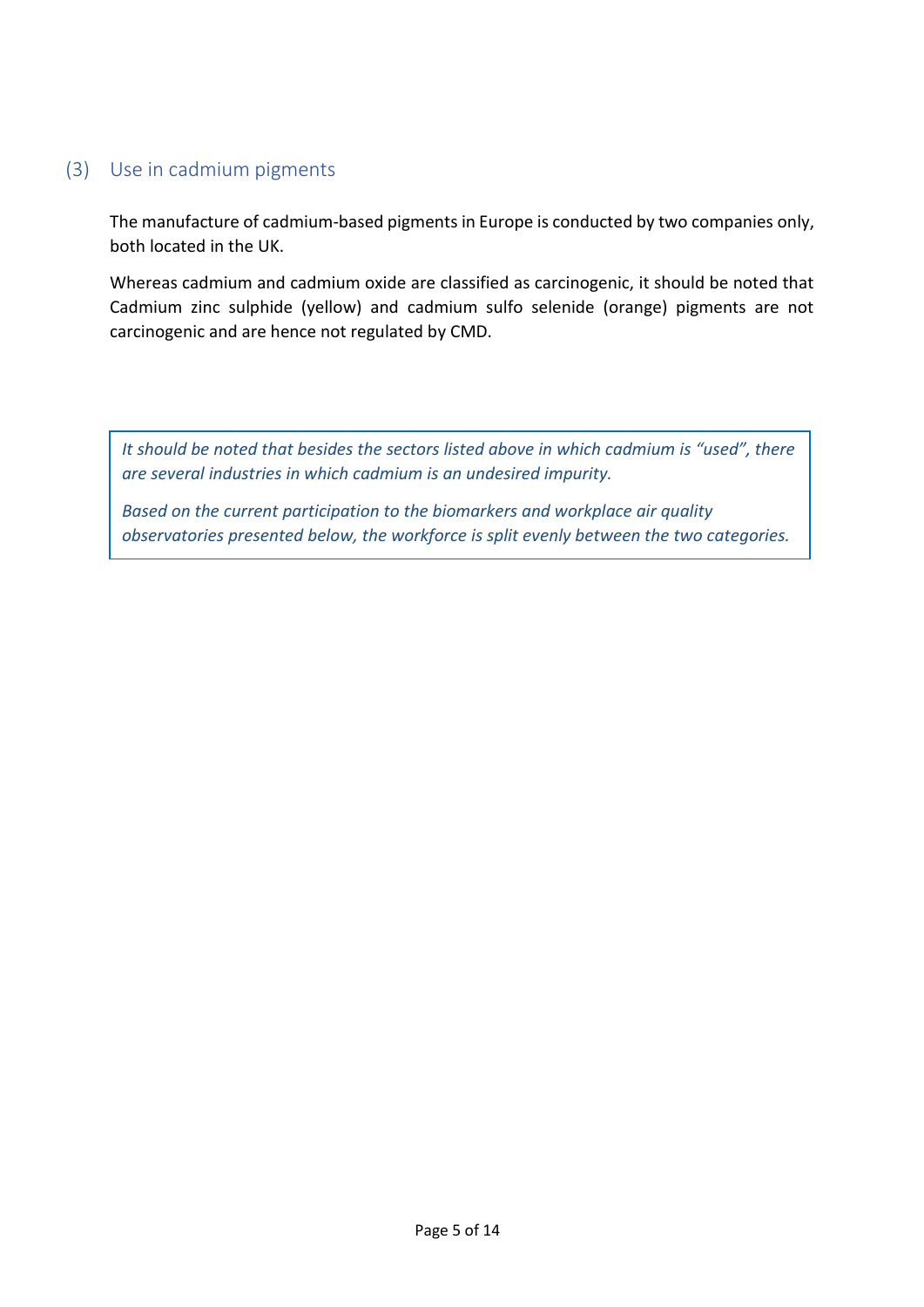## (3) Use in cadmium pigments

The manufacture of cadmium-based pigments in Europe is conducted by two companies only, both located in the UK.

Whereas cadmium and cadmium oxide are classified as carcinogenic, it should be noted that Cadmium zinc sulphide (yellow) and cadmium sulfo selenide (orange) pigments are not carcinogenic and are hence not regulated by CMD.

> *It should be noted that besides the sectors listed above in which cadmium is "used", there are several industries in which cadmium is an undesired impurity.*
>
> *Based on the current participation to the biomarkers and workplace air quality observatories presented below, the workforce is split evenly between the two categories.*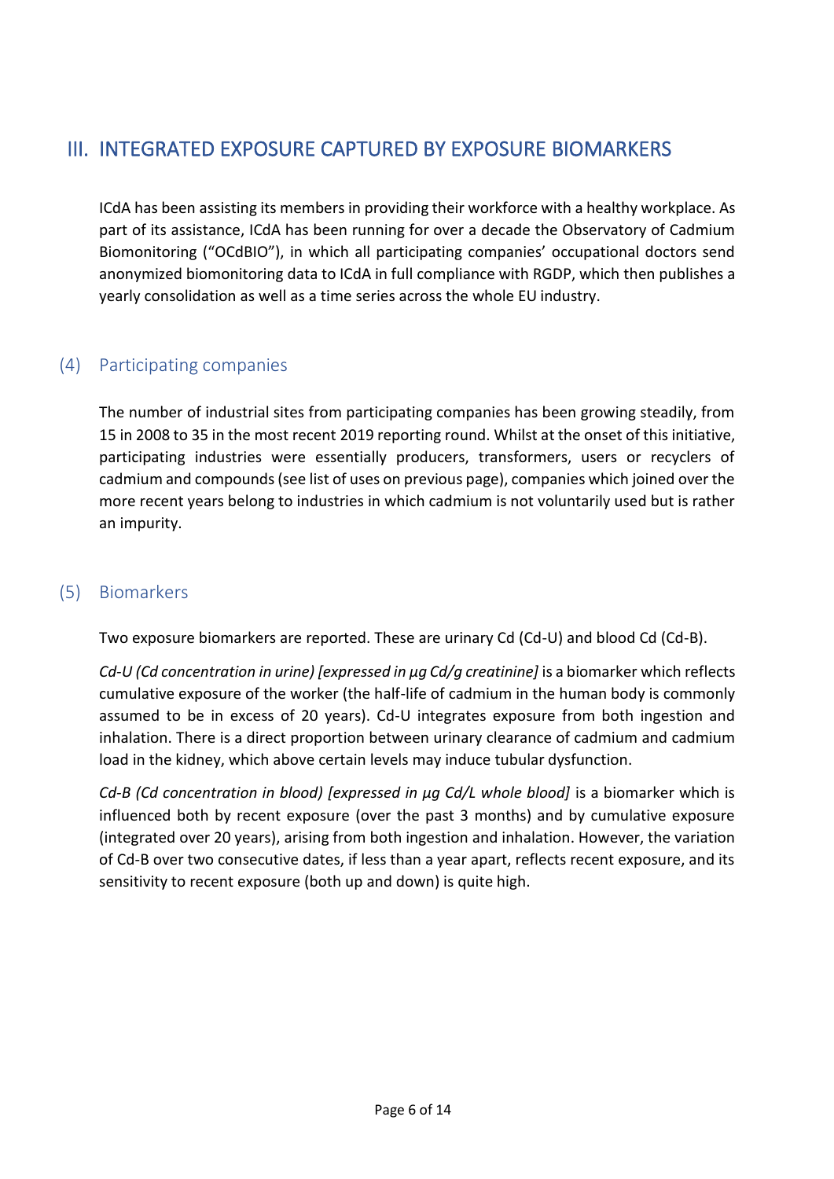## III. INTEGRATED EXPOSURE CAPTURED BY EXPOSURE BIOMARKERS

ICdA has been assisting its members in providing their workforce with a healthy workplace. As part of its assistance, ICdA has been running for over a decade the Observatory of Cadmium Biomonitoring ("OCdBIO"), in which all participating companies' occupational doctors send anonymized biomonitoring data to ICdA in full compliance with RGDP, which then publishes a yearly consolidation as well as a time series across the whole EU industry.

### (4) Participating companies

The number of industrial sites from participating companies has been growing steadily, from 15 in 2008 to 35 in the most recent 2019 reporting round. Whilst at the onset of this initiative, participating industries were essentially producers, transformers, users or recyclers of cadmium and compounds (see list of uses on previous page), companies which joined over the more recent years belong to industries in which cadmium is not voluntarily used but is rather an impurity.

### (5) Biomarkers

Two exposure biomarkers are reported. These are urinary Cd (Cd-U) and blood Cd (Cd-B).

*Cd-U (Cd concentration in urine) [expressed in µg Cd/g creatinine]* is a biomarker which reflects cumulative exposure of the worker (the half-life of cadmium in the human body is commonly assumed to be in excess of 20 years). Cd-U integrates exposure from both ingestion and inhalation. There is a direct proportion between urinary clearance of cadmium and cadmium load in the kidney, which above certain levels may induce tubular dysfunction.

*Cd-B (Cd concentration in blood) [expressed in µg Cd/L whole blood]* is a biomarker which is influenced both by recent exposure (over the past 3 months) and by cumulative exposure (integrated over 20 years), arising from both ingestion and inhalation. However, the variation of Cd-B over two consecutive dates, if less than a year apart, reflects recent exposure, and its sensitivity to recent exposure (both up and down) is quite high.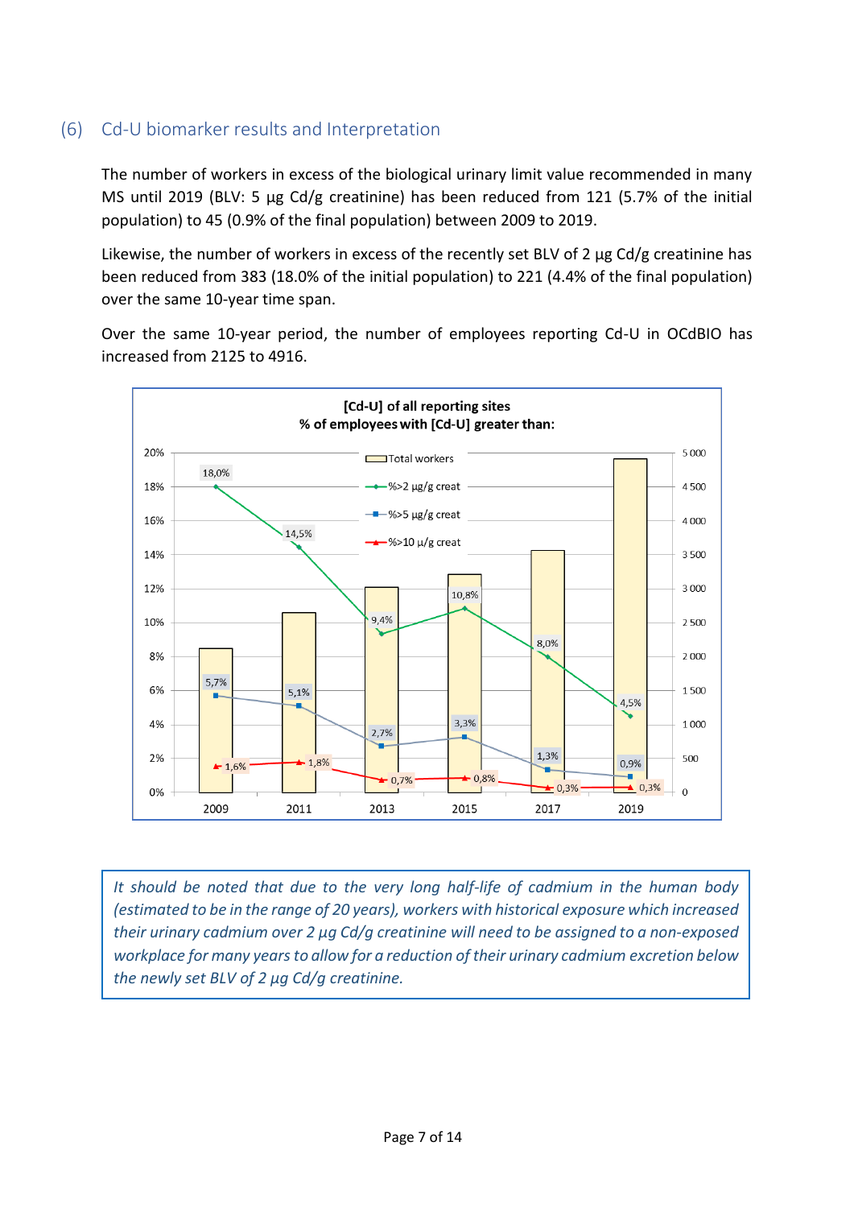## (6) Cd-U biomarker results and Interpretation

The number of workers in excess of the biological urinary limit value recommended in many MS until 2019 (BLV: 5 µg Cd/g creatinine) has been reduced from 121 (5.7% of the initial population) to 45 (0.9% of the final population) between 2009 to 2019.

Likewise, the number of workers in excess of the recently set BLV of 2 µg Cd/g creatinine has been reduced from 383 (18.0% of the initial population) to 221 (4.4% of the final population) over the same 10-year time span.

Over the same 10-year period, the number of employees reporting Cd-U in OCdBIO has increased from 2125 to 4916.

**[Cd-U] of all reporting sites**
**% of employees with [Cd-U] greater than:**

| | 2009 | 2011 | 2013 | 2015 | 2017 | 2019 |
|---|---|---|---|---|---|---|
| %>2 µg/g creat | 18,0% | 14,5% | 9,4% | 10,8% | 8,0% | 4,5% |
| %>5 µg/g creat | 5,7% | 5,1% | 2,7% | 3,3% | 1,3% | 0,9% |
| %>10 µ/g creat | 1,6% | 1,8% | 0,7% | 0,8% | 0,3% | 0,3% |

*It should be noted that due to the very long half-life of cadmium in the human body (estimated to be in the range of 20 years), workers with historical exposure which increased their urinary cadmium over 2 µg Cd/g creatinine will need to be assigned to a non-exposed workplace for many years to allow for a reduction of their urinary cadmium excretion below the newly set BLV of 2 µg Cd/g creatinine.*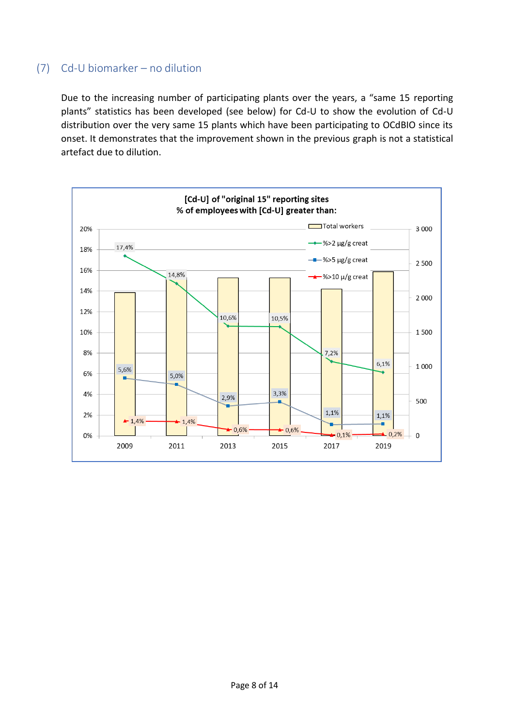## (7) Cd-U biomarker – no dilution

Due to the increasing number of participating plants over the years, a "same 15 reporting plants" statistics has been developed (see below) for Cd-U to show the evolution of Cd-U distribution over the very same 15 plants which have been participating to OCdBIO since its onset. It demonstrates that the improvement shown in the previous graph is not a statistical artefact due to dilution.

**[Cd-U] of "original 15" reporting sites**
**% of employees with [Cd-U] greater than:**

| Year | %>2 µg/g creat | %>5 µg/g creat | %>10 µ/g creat |
|---|---|---|---|
| 2009 | 17,4% | 5,6% | 1,4% |
| 2011 | 14,8% | 5,0% | 1,4% |
| 2013 | 10,6% | 2,9% | 0,6% |
| 2015 | 10,5% | 3,3% | 0,6% |
| 2017 | 7,2% | 1,1% | 0,1% |
| 2019 | 6,1% | 1,1% | 0,2% |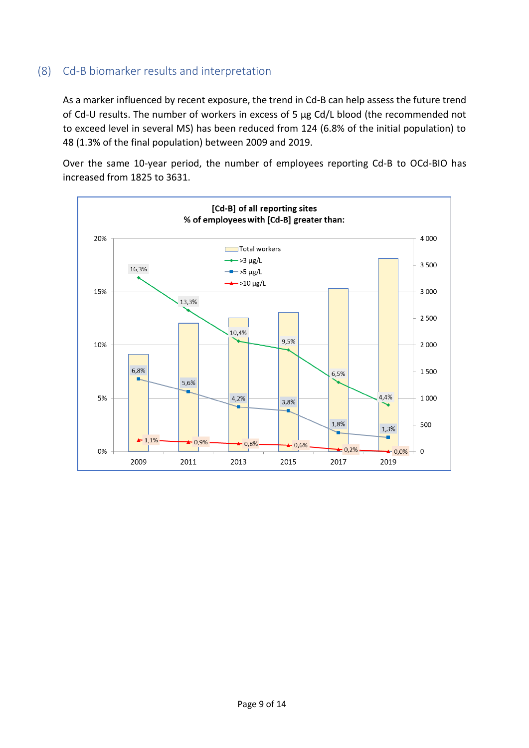## (8) Cd-B biomarker results and interpretation

As a marker influenced by recent exposure, the trend in Cd-B can help assess the future trend of Cd-U results. The number of workers in excess of 5 µg Cd/L blood (the recommended not to exceed level in several MS) has been reduced from 124 (6.8% of the initial population) to 48 (1.3% of the final population) between 2009 and 2019.

Over the same 10-year period, the number of employees reporting Cd-B to OCd-BIO has increased from 1825 to 3631.

**[Cd-B] of all reporting sites**
**% of employees with [Cd-B] greater than:**

| Year | >3 µg/L | >5 µg/L | >10 µg/L |
| --- | --- | --- | --- |
| 2009 | 16,3% | 6,8% | 1,1% |
| 2011 | 13,3% | 5,6% | 0,9% |
| 2013 | 10,4% | 4,2% | 0,8% |
| 2015 | 9,5% | 3,8% | 0,6% |
| 2017 | 6,5% | 1,8% | 0,2% |
| 2019 | 4,4% | 1,3% | 0,0% |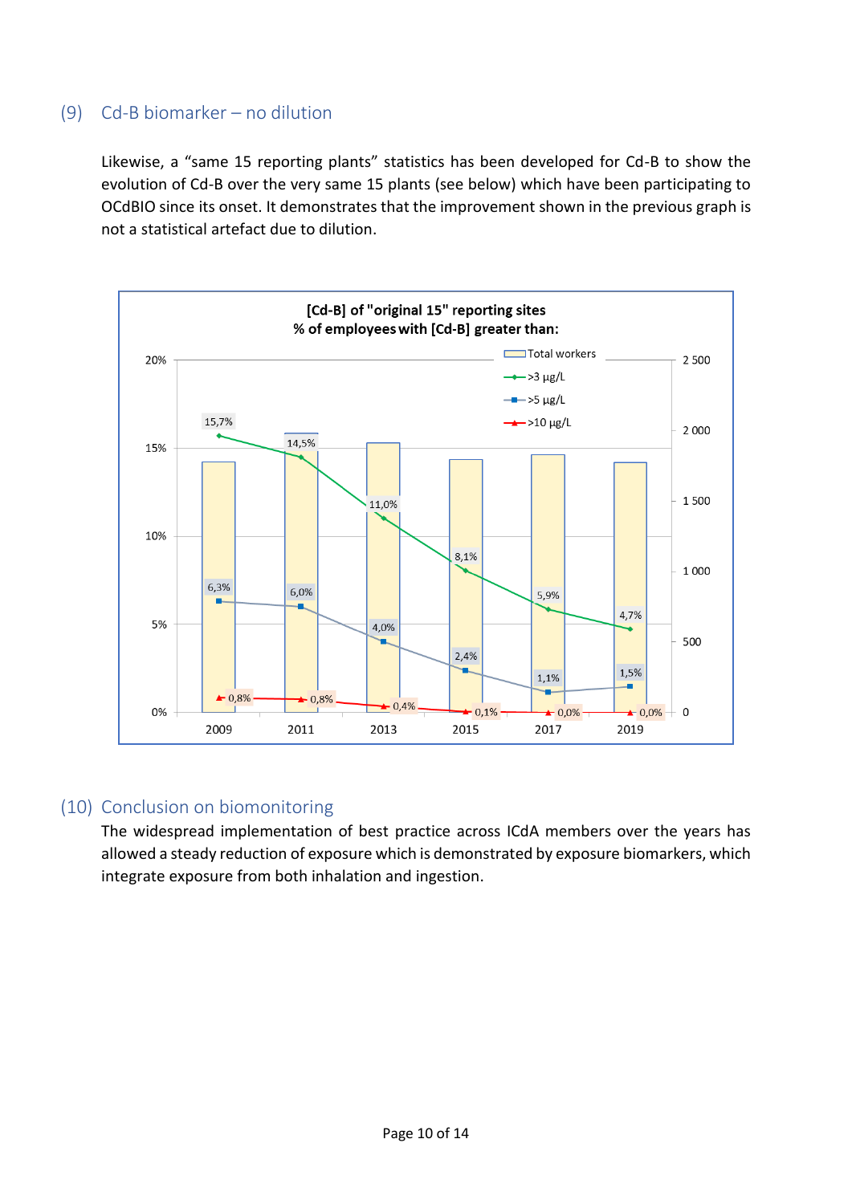## (9) Cd-B biomarker – no dilution

Likewise, a “same 15 reporting plants” statistics has been developed for Cd-B to show the evolution of Cd-B over the very same 15 plants (see below) which have been participating to OCdBIO since its onset. It demonstrates that the improvement shown in the previous graph is not a statistical artefact due to dilution.

**[Cd-B] of "original 15" reporting sites**
**% of employees with [Cd-B] greater than:**

| | 2009 | 2011 | 2013 | 2015 | 2017 | 2019 |
|---|---|---|---|---|---|---|
| >3 µg/L | 15,7% | 14,5% | 11,0% | 8,1% | 5,9% | 4,7% |
| >5 µg/L | 6,3% | 6,0% | 4,0% | 2,4% | 1,1% | 1,5% |
| >10 µg/L | 0,8% | 0,8% | 0,4% | 0,1% | 0,0% | 0,0% |

## (10) Conclusion on biomonitoring

The widespread implementation of best practice across ICdA members over the years has allowed a steady reduction of exposure which is demonstrated by exposure biomarkers, which integrate exposure from both inhalation and ingestion.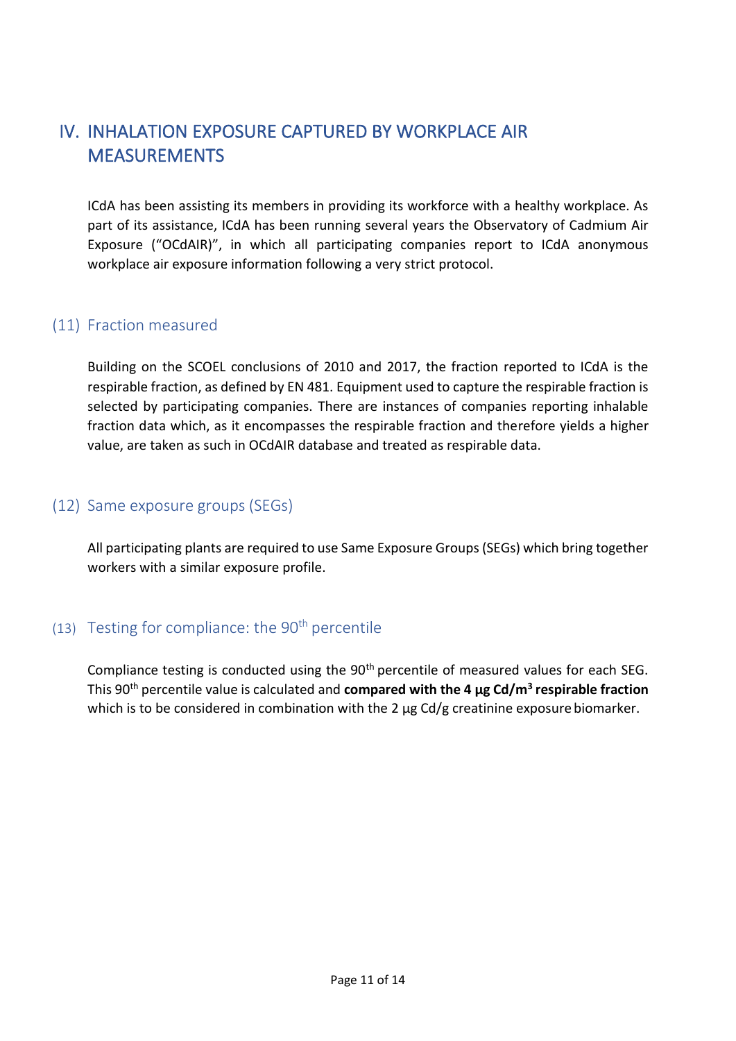# IV. INHALATION EXPOSURE CAPTURED BY WORKPLACE AIR MEASUREMENTS

ICdA has been assisting its members in providing its workforce with a healthy workplace. As part of its assistance, ICdA has been running several years the Observatory of Cadmium Air Exposure ("OCdAIR)", in which all participating companies report to ICdA anonymous workplace air exposure information following a very strict protocol.

## (11) Fraction measured

Building on the SCOEL conclusions of 2010 and 2017, the fraction reported to ICdA is the respirable fraction, as defined by EN 481. Equipment used to capture the respirable fraction is selected by participating companies. There are instances of companies reporting inhalable fraction data which, as it encompasses the respirable fraction and therefore yields a higher value, are taken as such in OCdAIR database and treated as respirable data.

## (12) Same exposure groups (SEGs)

All participating plants are required to use Same Exposure Groups (SEGs) which bring together workers with a similar exposure profile.

## (13) Testing for compliance: the 90th percentile

Compliance testing is conducted using the 90th percentile of measured values for each SEG. This 90th percentile value is calculated and **compared with the 4 µg Cd/m³ respirable fraction** which is to be considered in combination with the 2 µg Cd/g creatinine exposure biomarker.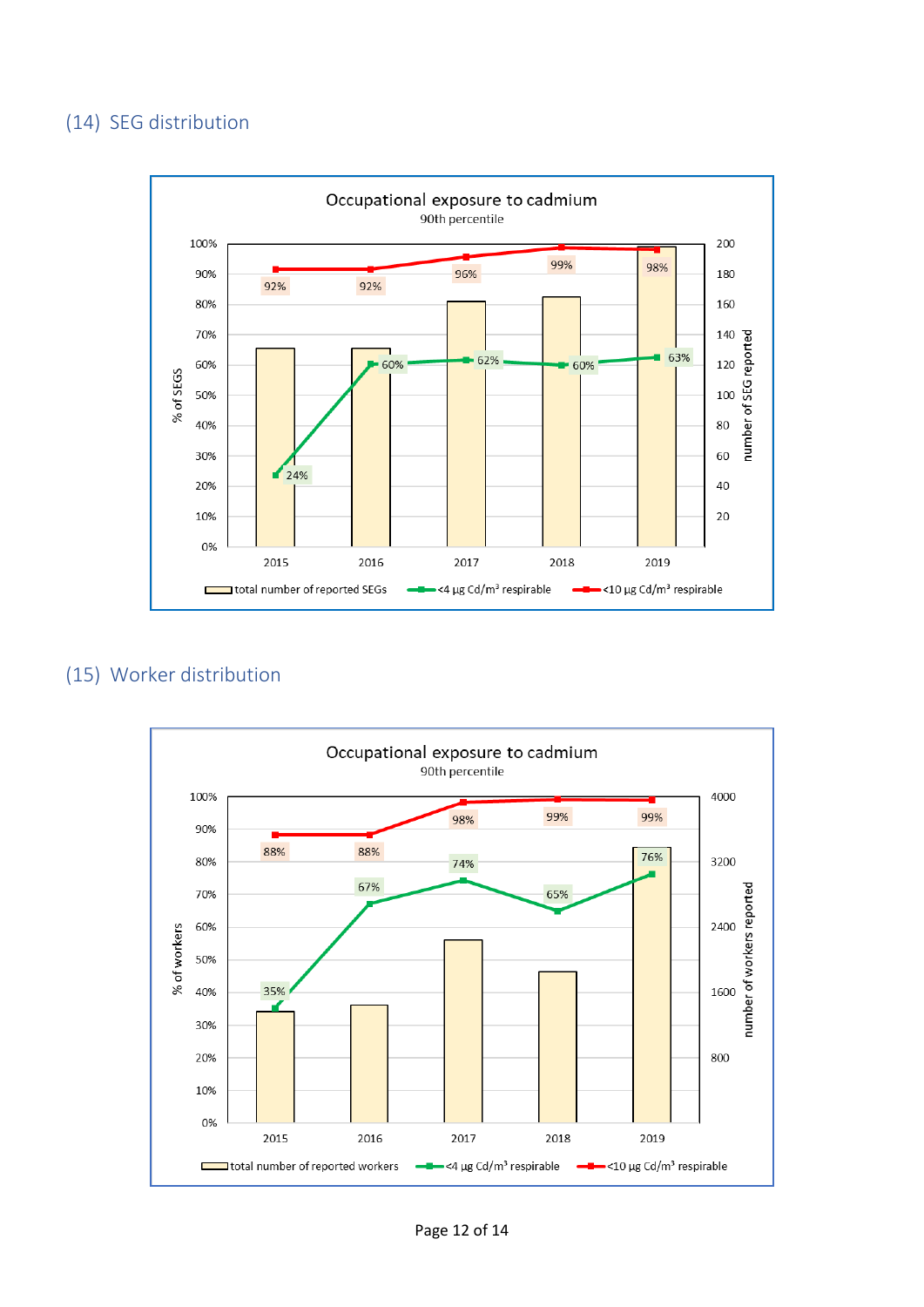### (14) SEG distribution

**Occupational exposure to cadmium**
90th percentile

| Year | <4 µg Cd/m³ respirable | <10 µg Cd/m³ respirable |
|---|---|---|
| 2015 | 24% | 92% |
| 2016 | 60% | 92% |
| 2017 | 62% | 96% |
| 2018 | 60% | 99% |
| 2019 | 63% | 98% |

Legend: total number of reported SEGs; <4 µg Cd/m³ respirable; <10 µg Cd/m³ respirable

### (15) Worker distribution

**Occupational exposure to cadmium**
90th percentile

| Year | <4 µg Cd/m³ respirable | <10 µg Cd/m³ respirable |
|---|---|---|
| 2015 | 35% | 88% |
| 2016 | 67% | 88% |
| 2017 | 74% | 98% |
| 2018 | 65% | 99% |
| 2019 | 76% | 99% |

Legend: total number of reported workers; <4 µg Cd/m³ respirable; <10 µg Cd/m³ respirable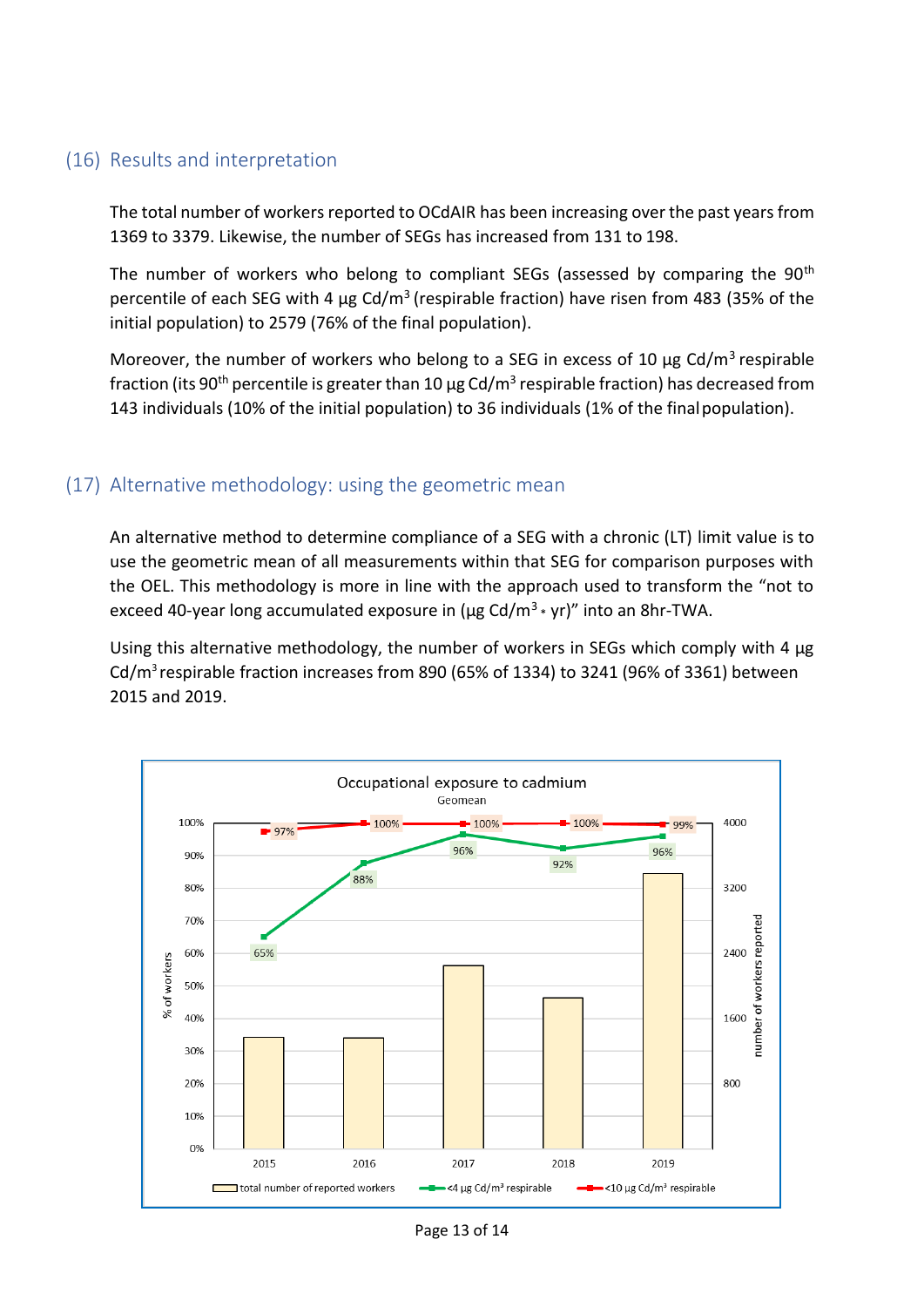## (16) Results and interpretation

The total number of workers reported to OCdAIR has been increasing over the past years from 1369 to 3379. Likewise, the number of SEGs has increased from 131 to 198.

The number of workers who belong to compliant SEGs (assessed by comparing the 90th percentile of each SEG with 4 µg Cd/m³ (respirable fraction) have risen from 483 (35% of the initial population) to 2579 (76% of the final population).

Moreover, the number of workers who belong to a SEG in excess of 10 µg Cd/m³ respirable fraction (its 90th percentile is greater than 10 µg Cd/m³ respirable fraction) has decreased from 143 individuals (10% of the initial population) to 36 individuals (1% of the final population).

## (17) Alternative methodology: using the geometric mean

An alternative method to determine compliance of a SEG with a chronic (LT) limit value is to use the geometric mean of all measurements within that SEG for comparison purposes with the OEL. This methodology is more in line with the approach used to transform the "not to exceed 40-year long accumulated exposure in (µg Cd/m³ * yr)" into an 8hr-TWA.

Using this alternative methodology, the number of workers in SEGs which comply with 4 µg Cd/m³ respirable fraction increases from 890 (65% of 1334) to 3241 (96% of 3361) between 2015 and 2019.

Occupational exposure to cadmium

Geomean

| Year | <4 µg Cd/m³ respirable | <10 µg Cd/m³ respirable |
|---|---|---|
| 2015 | 65% | 97% |
| 2016 | 88% | 100% |
| 2017 | 96% | 100% |
| 2018 | 92% | 100% |
| 2019 | 96% | 99% |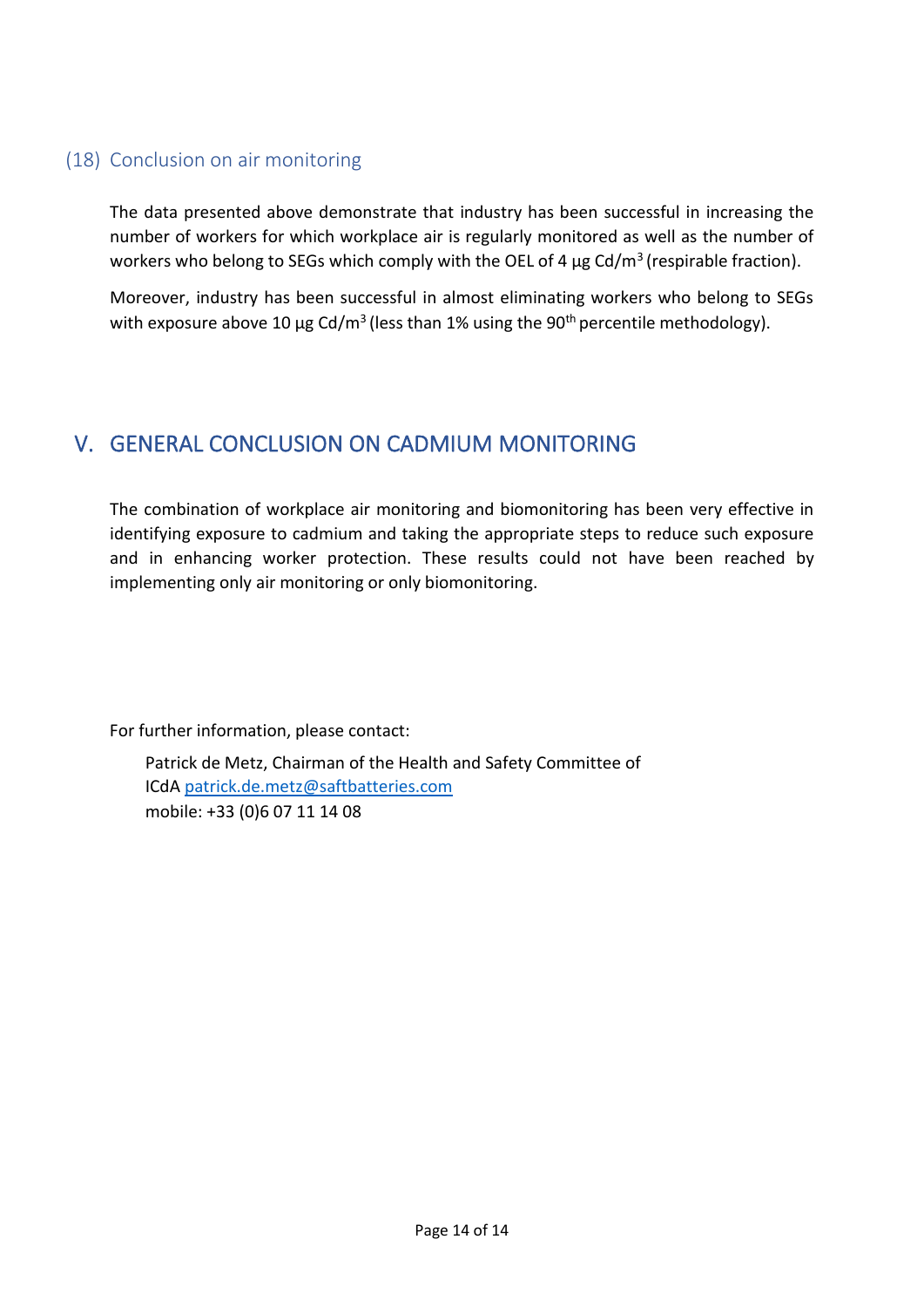### (18) Conclusion on air monitoring

The data presented above demonstrate that industry has been successful in increasing the number of workers for which workplace air is regularly monitored as well as the number of workers who belong to SEGs which comply with the OEL of 4 µg Cd/m$^3$ (respirable fraction).

Moreover, industry has been successful in almost eliminating workers who belong to SEGs with exposure above 10 µg Cd/m$^3$ (less than 1% using the 90$^{th}$ percentile methodology).

## V. GENERAL CONCLUSION ON CADMIUM MONITORING

The combination of workplace air monitoring and biomonitoring has been very effective in identifying exposure to cadmium and taking the appropriate steps to reduce such exposure and in enhancing worker protection. These results could not have been reached by implementing only air monitoring or only biomonitoring.

For further information, please contact:

Patrick de Metz, Chairman of the Health and Safety Committee of ICdA patrick.de.metz@saftbatteries.com
mobile: +33 (0)6 07 11 14 08